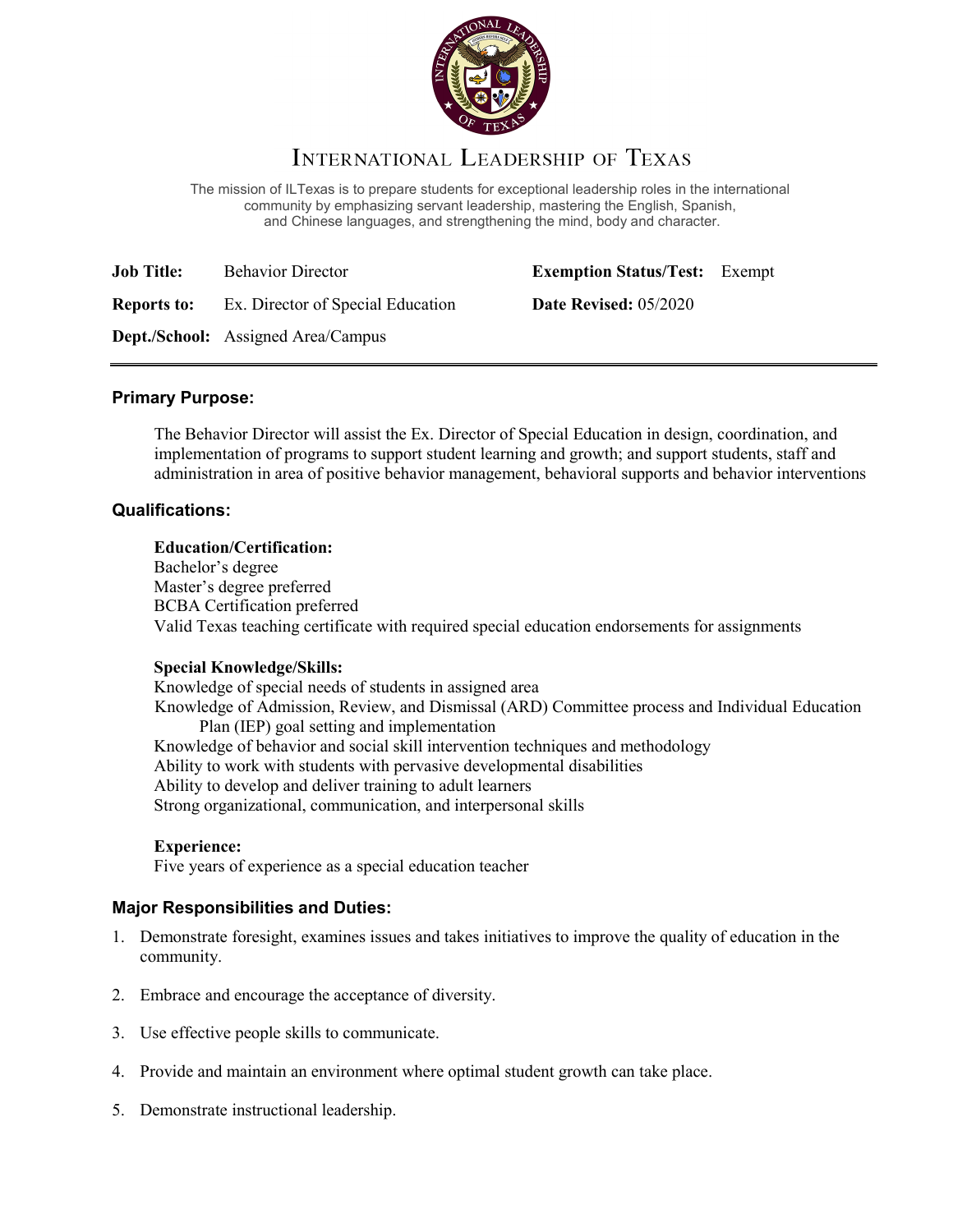# International Leadership of Texas

The mission of ILTexas is to prepare students for exceptional leadership roles in the international community by emphasizing servant leadership, mastering the English, Spanish, and Chinese languages, and strengthening the mind, body and character.

| | | | |
|---|---|---|---|
| **Job Title:** | Behavior Director | **Exemption Status/Test:** | Exempt |
| **Reports to:** | Ex. Director of Special Education | **Date Revised:** 05/2020 | |
| **Dept./School:** | Assigned Area/Campus | | |

## Primary Purpose:

The Behavior Director will assist the Ex. Director of Special Education in design, coordination, and implementation of programs to support student learning and growth; and support students, staff and administration in area of positive behavior management, behavioral supports and behavior interventions

## Qualifications:

**Education/Certification:**
Bachelor's degree
Master's degree preferred
BCBA Certification preferred
Valid Texas teaching certificate with required special education endorsements for assignments

**Special Knowledge/Skills:**
Knowledge of special needs of students in assigned area
Knowledge of Admission, Review, and Dismissal (ARD) Committee process and Individual Education Plan (IEP) goal setting and implementation
Knowledge of behavior and social skill intervention techniques and methodology
Ability to work with students with pervasive developmental disabilities
Ability to develop and deliver training to adult learners
Strong organizational, communication, and interpersonal skills

**Experience:**
Five years of experience as a special education teacher

## Major Responsibilities and Duties:

1. Demonstrate foresight, examines issues and takes initiatives to improve the quality of education in the community.
2. Embrace and encourage the acceptance of diversity.
3. Use effective people skills to communicate.
4. Provide and maintain an environment where optimal student growth can take place.
5. Demonstrate instructional leadership.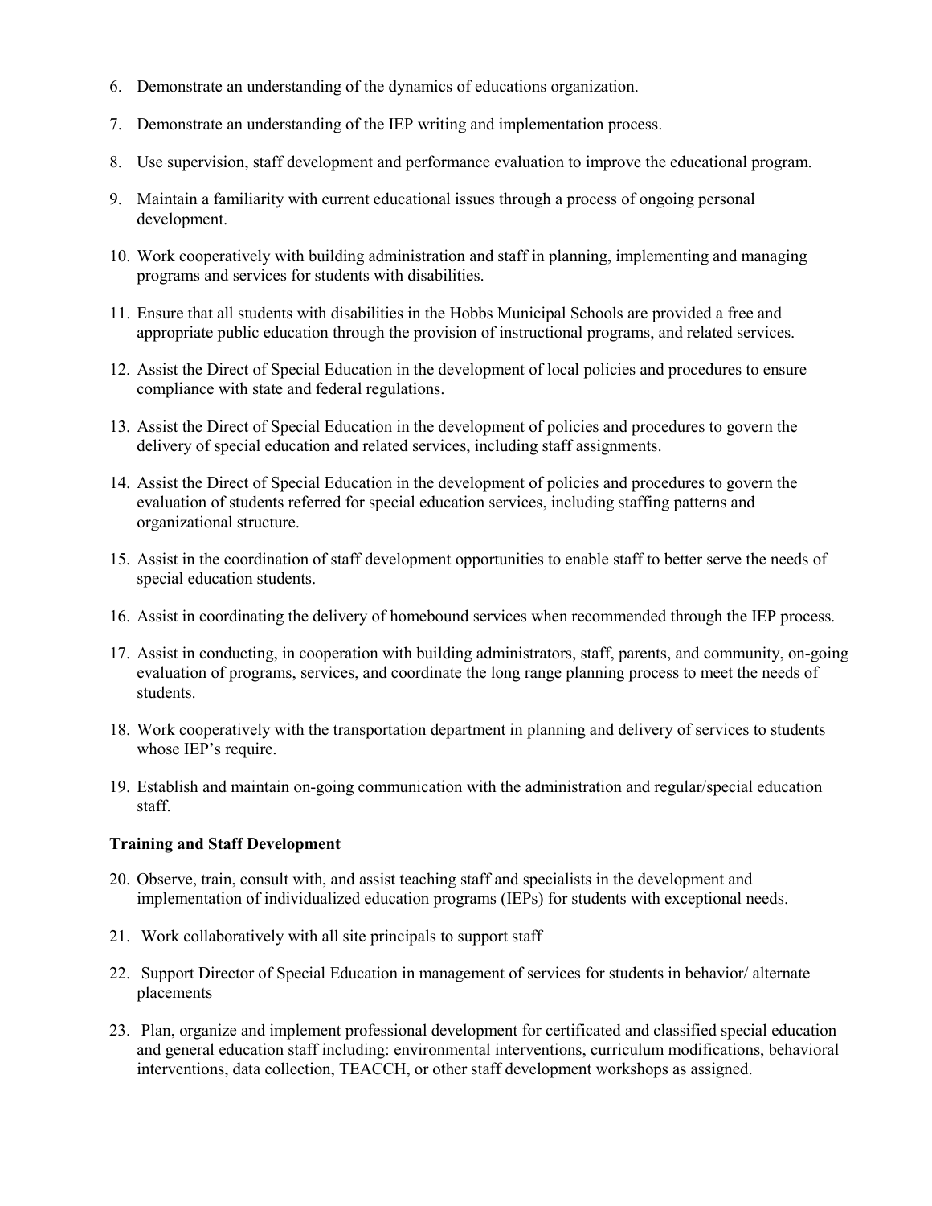6. Demonstrate an understanding of the dynamics of educations organization.

7. Demonstrate an understanding of the IEP writing and implementation process.

8. Use supervision, staff development and performance evaluation to improve the educational program.

9. Maintain a familiarity with current educational issues through a process of ongoing personal development.

10. Work cooperatively with building administration and staff in planning, implementing and managing programs and services for students with disabilities.

11. Ensure that all students with disabilities in the Hobbs Municipal Schools are provided a free and appropriate public education through the provision of instructional programs, and related services.

12. Assist the Direct of Special Education in the development of local policies and procedures to ensure compliance with state and federal regulations.

13. Assist the Direct of Special Education in the development of policies and procedures to govern the delivery of special education and related services, including staff assignments.

14. Assist the Direct of Special Education in the development of policies and procedures to govern the evaluation of students referred for special education services, including staffing patterns and organizational structure.

15. Assist in the coordination of staff development opportunities to enable staff to better serve the needs of special education students.

16. Assist in coordinating the delivery of homebound services when recommended through the IEP process.

17. Assist in conducting, in cooperation with building administrators, staff, parents, and community, on-going evaluation of programs, services, and coordinate the long range planning process to meet the needs of students.

18. Work cooperatively with the transportation department in planning and delivery of services to students whose IEP's require.

19. Establish and maintain on-going communication with the administration and regular/special education staff.

**Training and Staff Development**

20. Observe, train, consult with, and assist teaching staff and specialists in the development and implementation of individualized education programs (IEPs) for students with exceptional needs.

21. Work collaboratively with all site principals to support staff

22. Support Director of Special Education in management of services for students in behavior/ alternate placements

23. Plan, organize and implement professional development for certificated and classified special education and general education staff including: environmental interventions, curriculum modifications, behavioral interventions, data collection, TEACCH, or other staff development workshops as assigned.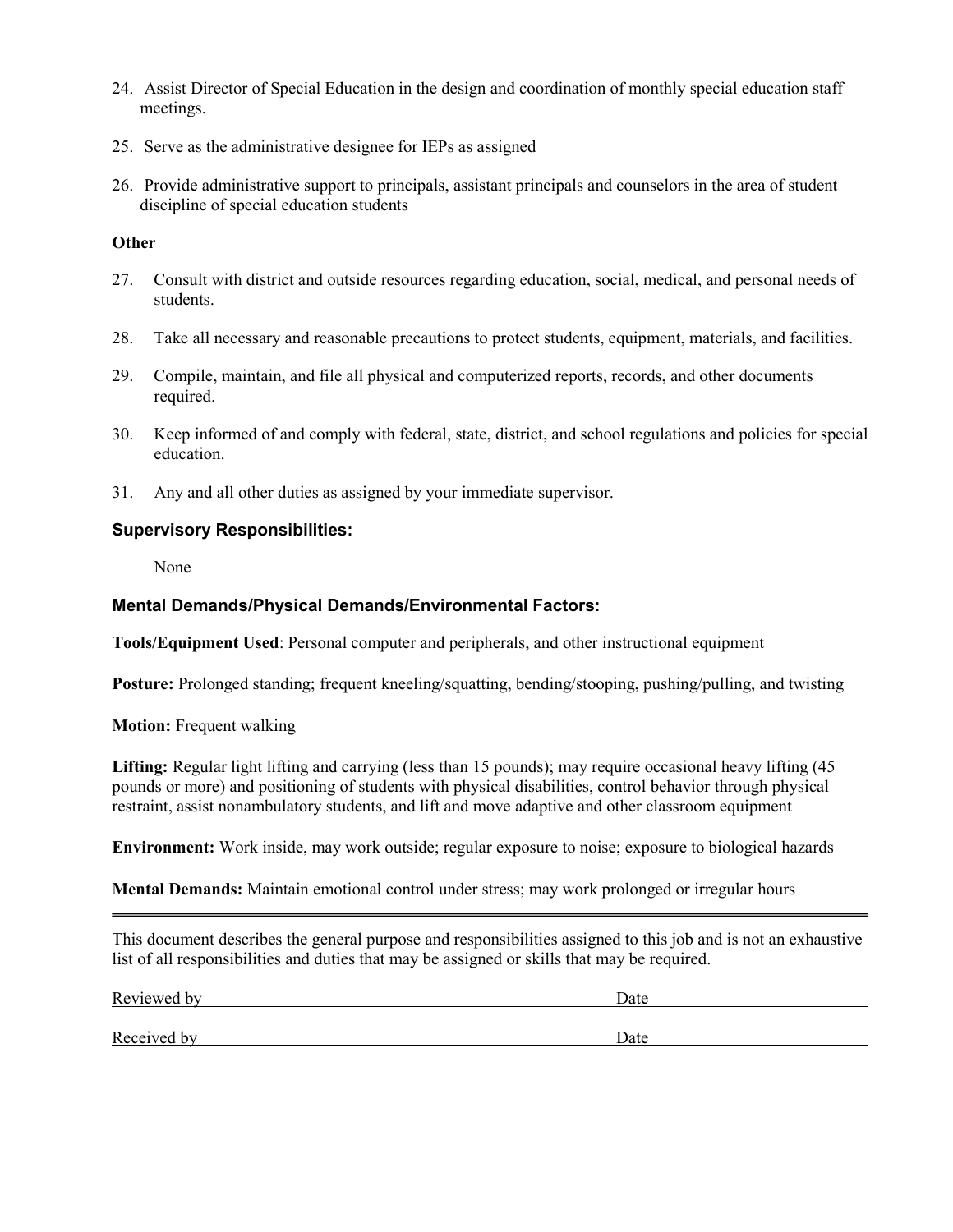24. Assist Director of Special Education in the design and coordination of monthly special education staff meetings.

25. Serve as the administrative designee for IEPs as assigned

26. Provide administrative support to principals, assistant principals and counselors in the area of student discipline of special education students

**Other**

27. Consult with district and outside resources regarding education, social, medical, and personal needs of students.

28. Take all necessary and reasonable precautions to protect students, equipment, materials, and facilities.

29. Compile, maintain, and file all physical and computerized reports, records, and other documents required.

30. Keep informed of and comply with federal, state, district, and school regulations and policies for special education.

31. Any and all other duties as assigned by your immediate supervisor.

### Supervisory Responsibilities:

None

### Mental Demands/Physical Demands/Environmental Factors:

**Tools/Equipment Used**: Personal computer and peripherals, and other instructional equipment

**Posture:** Prolonged standing; frequent kneeling/squatting, bending/stooping, pushing/pulling, and twisting

**Motion:** Frequent walking

**Lifting:** Regular light lifting and carrying (less than 15 pounds); may require occasional heavy lifting (45 pounds or more) and positioning of students with physical disabilities, control behavior through physical restraint, assist nonambulatory students, and lift and move adaptive and other classroom equipment

**Environment:** Work inside, may work outside; regular exposure to noise; exposure to biological hazards

**Mental Demands:** Maintain emotional control under stress; may work prolonged or irregular hours

---

This document describes the general purpose and responsibilities assigned to this job and is not an exhaustive list of all responsibilities and duties that may be assigned or skills that may be required.

Reviewed by ______________________________ Date ______________

Received by ______________________________ Date ______________